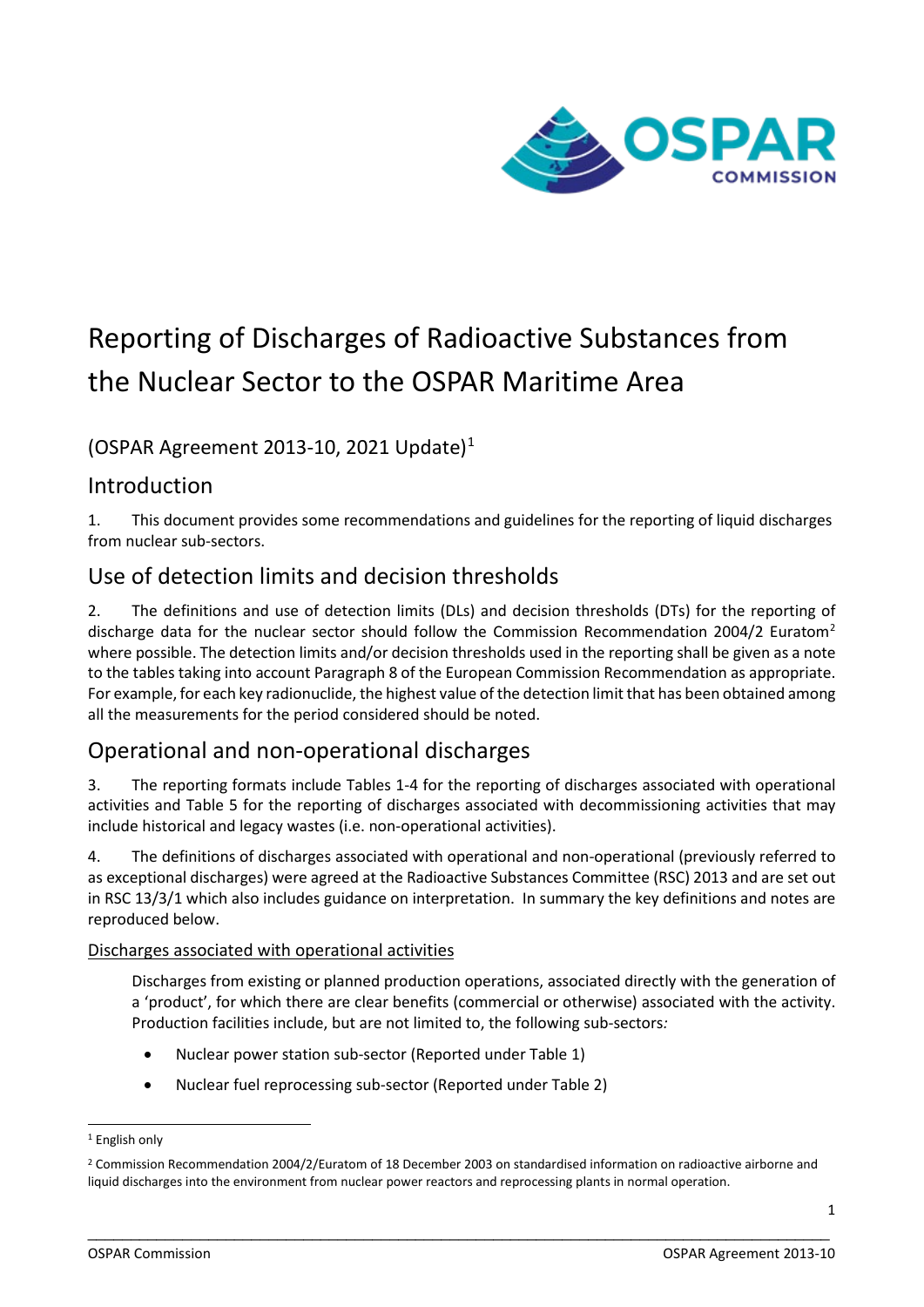# Reporting of Discharges of Radioactive Substances from the Nuclear Sector to the OSPAR Maritime Area

## (OSPAR Agreement 2013-10, 2021 Update)[1]

## Introduction

1. This document provides some recommendations and guidelines for the reporting of liquid discharges from nuclear sub-sectors.

## Use of detection limits and decision thresholds

2. The definitions and use of detection limits (DLs) and decision thresholds (DTs) for the reporting of discharge data for the nuclear sector should follow the Commission Recommendation 2004/2 Euratom[2] where possible. The detection limits and/or decision thresholds used in the reporting shall be given as a note to the tables taking into account Paragraph 8 of the European Commission Recommendation as appropriate. For example, for each key radionuclide, the highest value of the detection limit that has been obtained among all the measurements for the period considered should be noted.

## Operational and non-operational discharges

3. The reporting formats include Tables 1-4 for the reporting of discharges associated with operational activities and Table 5 for the reporting of discharges associated with decommissioning activities that may include historical and legacy wastes (i.e. non-operational activities).

4. The definitions of discharges associated with operational and non-operational (previously referred to as exceptional discharges) were agreed at the Radioactive Substances Committee (RSC) 2013 and are set out in RSC 13/3/1 which also includes guidance on interpretation. In summary the key definitions and notes are reproduced below.

Discharges associated with operational activities

> Discharges from existing or planned production operations, associated directly with the generation of a 'product', for which there are clear benefits (commercial or otherwise) associated with the activity. Production facilities include, but are not limited to, the following sub-sectors*:*
>
> - Nuclear power station sub-sector (Reported under Table 1)
> - Nuclear fuel reprocessing sub-sector (Reported under Table 2)

---

[1] English only

[2] Commission Recommendation 2004/2/Euratom of 18 December 2003 on standardised information on radioactive airborne and liquid discharges into the environment from nuclear power reactors and reprocessing plants in normal operation.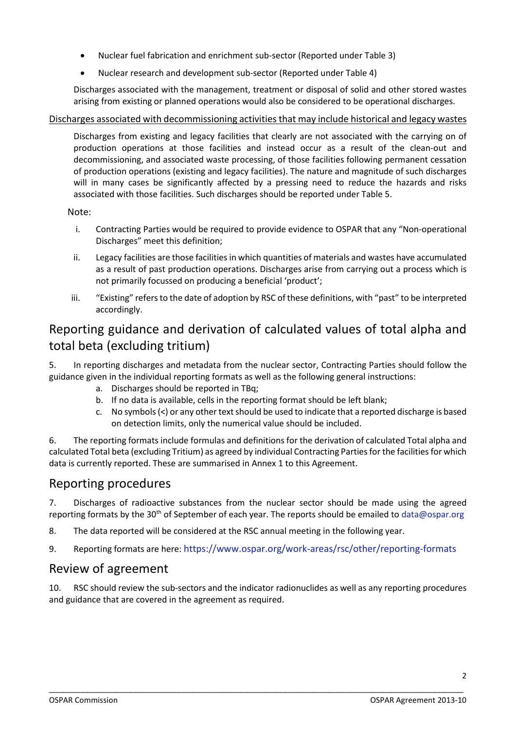- Nuclear fuel fabrication and enrichment sub-sector (Reported under Table 3)
- Nuclear research and development sub-sector (Reported under Table 4)

Discharges associated with the management, treatment or disposal of solid and other stored wastes arising from existing or planned operations would also be considered to be operational discharges.

Discharges associated with decommissioning activities that may include historical and legacy wastes

Discharges from existing and legacy facilities that clearly are not associated with the carrying on of production operations at those facilities and instead occur as a result of the clean-out and decommissioning, and associated waste processing, of those facilities following permanent cessation of production operations (existing and legacy facilities). The nature and magnitude of such discharges will in many cases be significantly affected by a pressing need to reduce the hazards and risks associated with those facilities. Such discharges should be reported under Table 5.

Note:

i. Contracting Parties would be required to provide evidence to OSPAR that any "Non-operational Discharges" meet this definition;

ii. Legacy facilities are those facilities in which quantities of materials and wastes have accumulated as a result of past production operations. Discharges arise from carrying out a process which is not primarily focussed on producing a beneficial 'product';

iii. "Existing" refers to the date of adoption by RSC of these definitions, with "past" to be interpreted accordingly.

## Reporting guidance and derivation of calculated values of total alpha and total beta (excluding tritium)

5. In reporting discharges and metadata from the nuclear sector, Contracting Parties should follow the guidance given in the individual reporting formats as well as the following general instructions:
   a. Discharges should be reported in TBq;
   b. If no data is available, cells in the reporting format should be left blank;
   c. No symbols (<) or any other text should be used to indicate that a reported discharge is based on detection limits, only the numerical value should be included.

6. The reporting formats include formulas and definitions for the derivation of calculated Total alpha and calculated Total beta (excluding Tritium) as agreed by individual Contracting Parties for the facilities for which data is currently reported. These are summarised in Annex 1 to this Agreement.

## Reporting procedures

7. Discharges of radioactive substances from the nuclear sector should be made using the agreed reporting formats by the 30th of September of each year. The reports should be emailed to data@ospar.org

8. The data reported will be considered at the RSC annual meeting in the following year.

9. Reporting formats are here: https://www.ospar.org/work-areas/rsc/other/reporting-formats

## Review of agreement

10. RSC should review the sub-sectors and the indicator radionuclides as well as any reporting procedures and guidance that are covered in the agreement as required.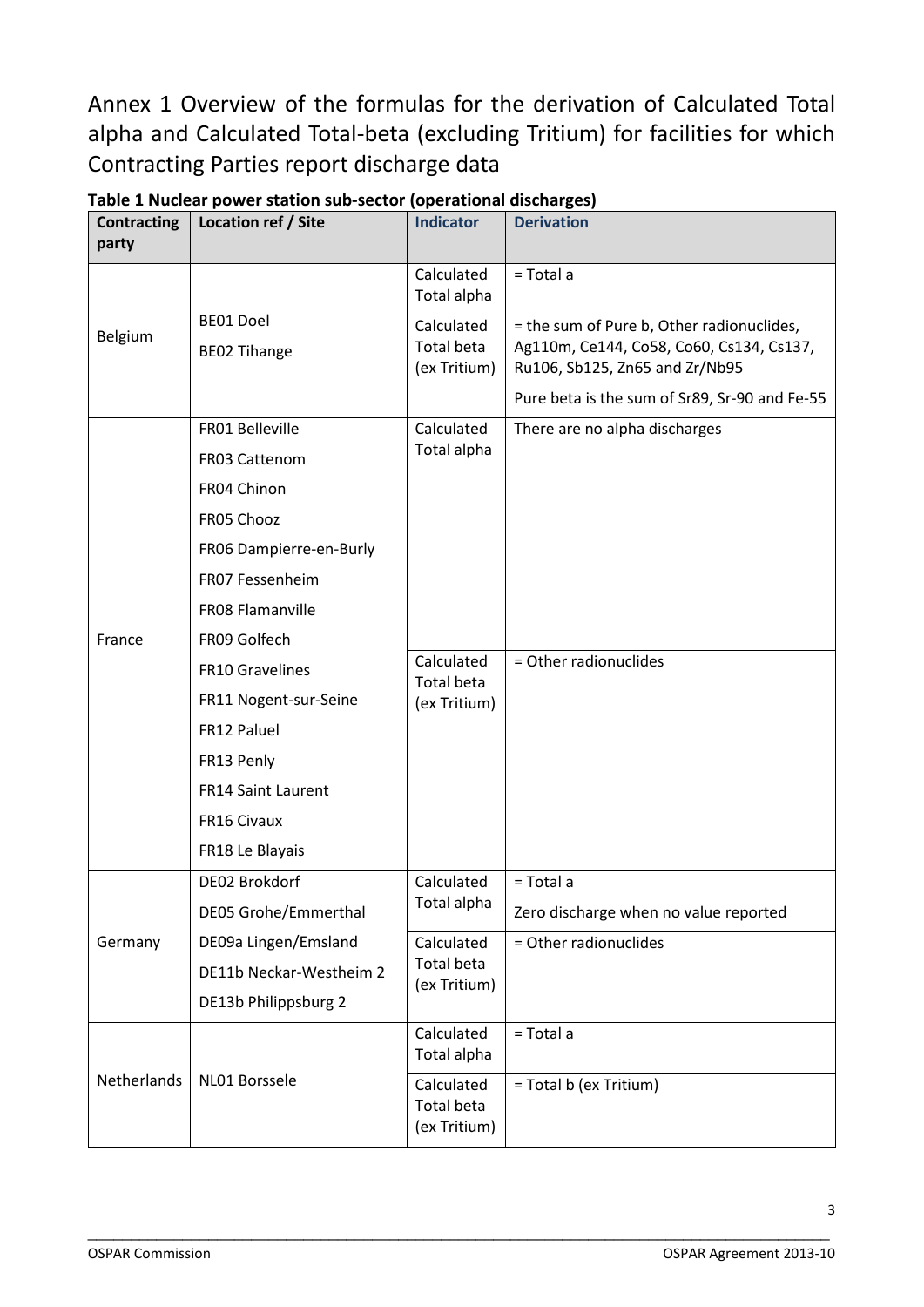# Annex 1 Overview of the formulas for the derivation of Calculated Total alpha and Calculated Total-beta (excluding Tritium) for facilities for which Contracting Parties report discharge data

**Table 1 Nuclear power station sub-sector (operational discharges)**

| Contracting party | Location ref / Site | Indicator | Derivation |
|---|---|---|---|
| Belgium | BE01 Doel<br>BE02 Tihange | Calculated Total alpha | = Total a |
| | | Calculated Total beta (ex Tritium) | = the sum of Pure b, Other radionuclides, Ag110m, Ce144, Co58, Co60, Cs134, Cs137, Ru106, Sb125, Zn65 and Zr/Nb95<br>Pure beta is the sum of Sr89, Sr-90 and Fe-55 |
| France | FR01 Belleville<br>FR03 Cattenom<br>FR04 Chinon<br>FR05 Chooz<br>FR06 Dampierre-en-Burly<br>FR07 Fessenheim<br>FR08 Flamanville<br>FR09 Golfech<br>FR10 Gravelines<br>FR11 Nogent-sur-Seine<br>FR12 Paluel<br>FR13 Penly<br>FR14 Saint Laurent<br>FR16 Civaux<br>FR18 Le Blayais | Calculated Total alpha | There are no alpha discharges |
| | | Calculated Total beta (ex Tritium) | = Other radionuclides |
| Germany | DE02 Brokdorf<br>DE05 Grohe/Emmerthal<br>DE09a Lingen/Emsland<br>DE11b Neckar-Westheim 2<br>DE13b Philippsburg 2 | Calculated Total alpha | = Total a<br>Zero discharge when no value reported |
| | | Calculated Total beta (ex Tritium) | = Other radionuclides |
| Netherlands | NL01 Borssele | Calculated Total alpha | = Total a |
| | | Calculated Total beta (ex Tritium) | = Total b (ex Tritium) |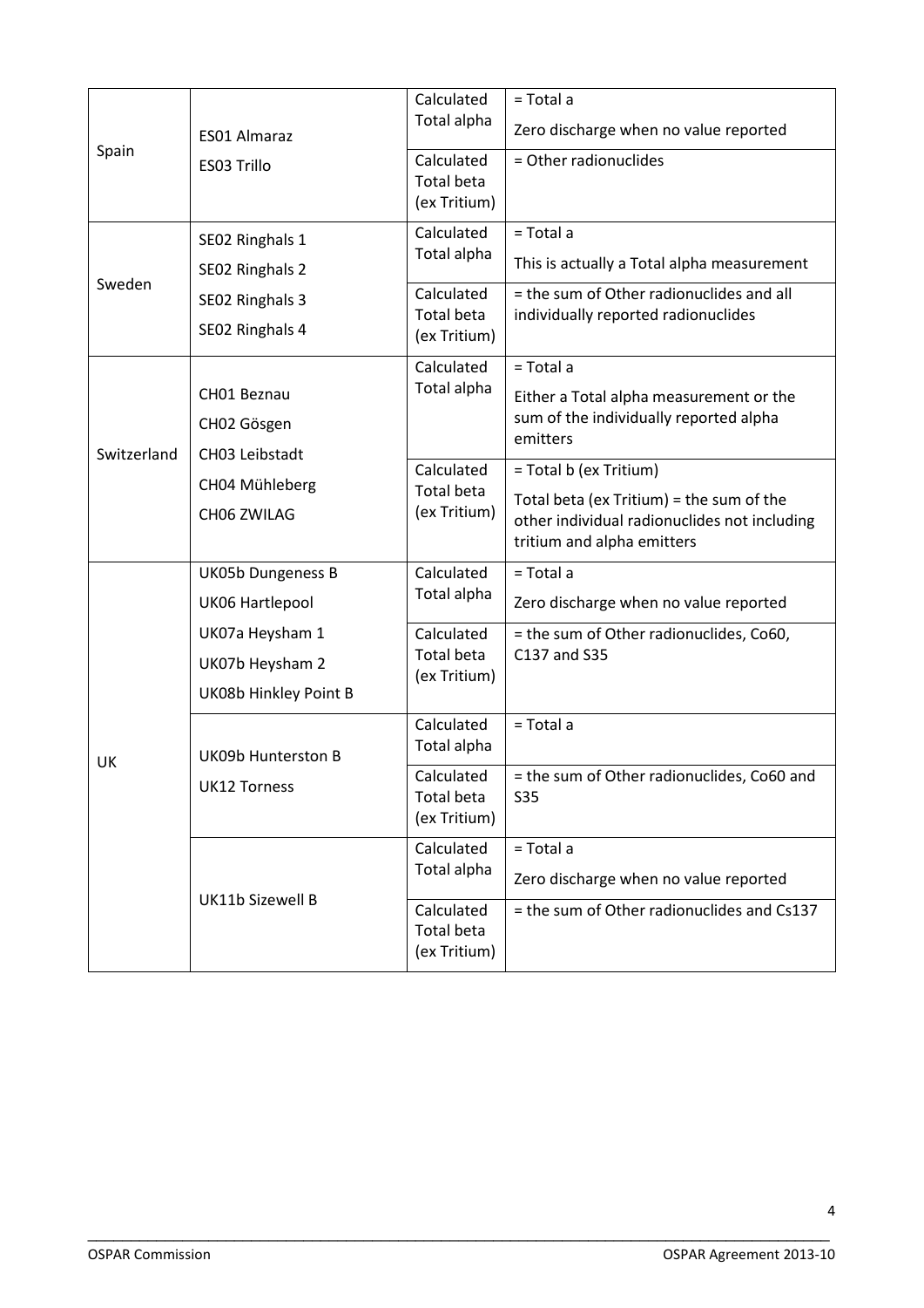| | | | |
|---|---|---|---|
| Spain | ES01 Almaraz<br>ES03 Trillo | Calculated Total alpha | = Total a<br>Zero discharge when no value reported |
| | | Calculated Total beta (ex Tritium) | = Other radionuclides |
| Sweden | SE02 Ringhals 1<br>SE02 Ringhals 2<br>SE02 Ringhals 3<br>SE02 Ringhals 4 | Calculated Total alpha | = Total a<br>This is actually a Total alpha measurement |
| | | Calculated Total beta (ex Tritium) | = the sum of Other radionuclides and all individually reported radionuclides |
| Switzerland | CH01 Beznau<br>CH02 Gösgen<br>CH03 Leibstadt<br>CH04 Mühleberg<br>CH06 ZWILAG | Calculated Total alpha | = Total a<br>Either a Total alpha measurement or the sum of the individually reported alpha emitters |
| | | Calculated Total beta (ex Tritium) | = Total b (ex Tritium)<br>Total beta (ex Tritium) = the sum of the other individual radionuclides not including tritium and alpha emitters |
| UK | UK05b Dungeness B<br>UK06 Hartlepool<br>UK07a Heysham 1<br>UK07b Heysham 2<br>UK08b Hinkley Point B | Calculated Total alpha | = Total a<br>Zero discharge when no value reported |
| | | Calculated Total beta (ex Tritium) | = the sum of Other radionuclides, Co60, C137 and S35 |
| | UK09b Hunterston B<br>UK12 Torness | Calculated Total alpha | = Total a |
| | | Calculated Total beta (ex Tritium) | = the sum of Other radionuclides, Co60 and S35 |
| | UK11b Sizewell B | Calculated Total alpha | = Total a<br>Zero discharge when no value reported |
| | | Calculated Total beta (ex Tritium) | = the sum of Other radionuclides and Cs137 |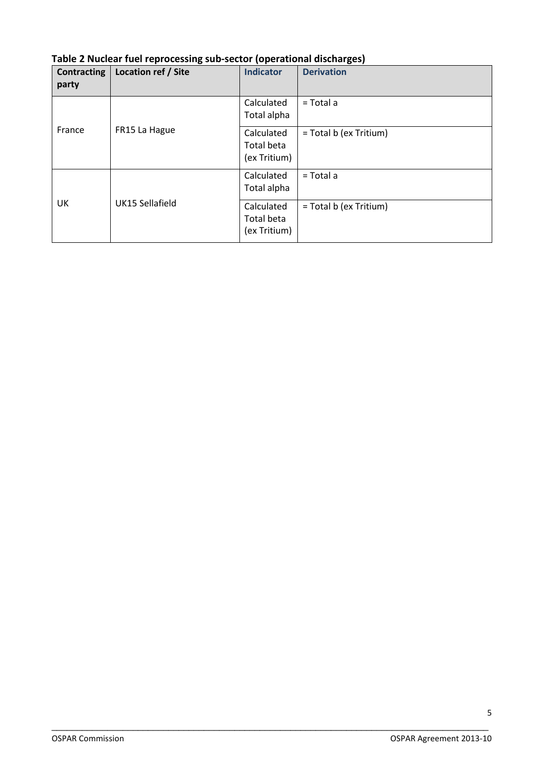**Table 2 Nuclear fuel reprocessing sub-sector (operational discharges)**

| Contracting party | Location ref / Site | Indicator | Derivation |
|---|---|---|---|
| France | FR15 La Hague | Calculated Total alpha | = Total a |
| | | Calculated Total beta (ex Tritium) | = Total b (ex Tritium) |
| UK | UK15 Sellafield | Calculated Total alpha | = Total a |
| | | Calculated Total beta (ex Tritium) | = Total b (ex Tritium) |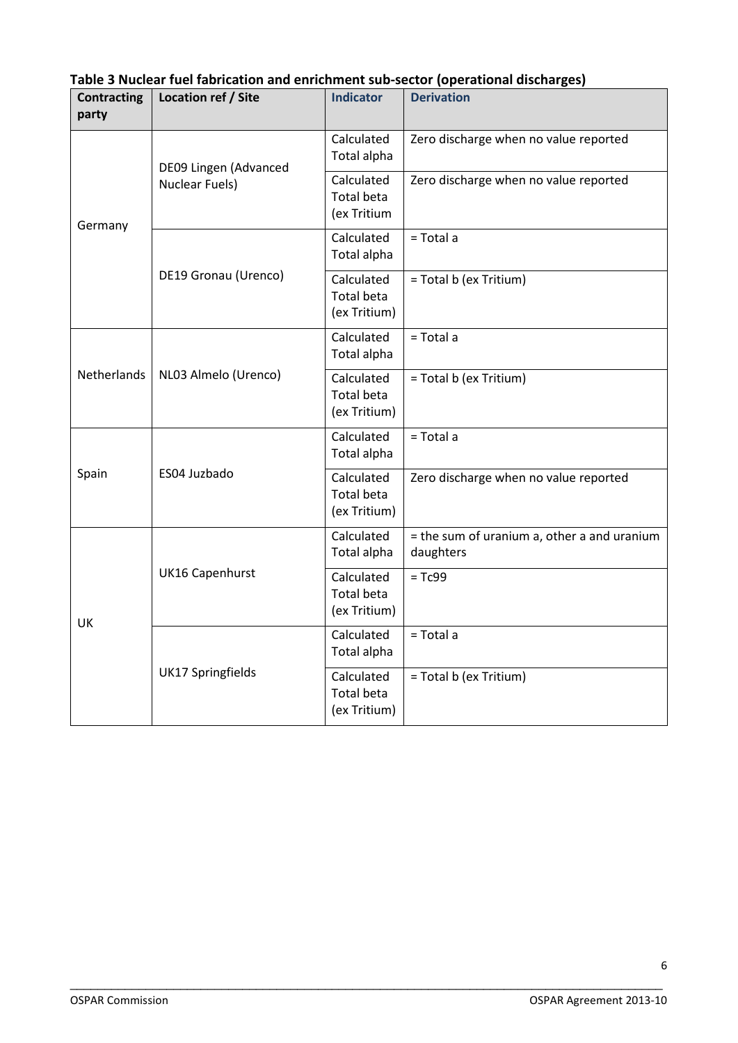**Table 3 Nuclear fuel fabrication and enrichment sub-sector (operational discharges)**

| Contracting party | Location ref / Site | Indicator | Derivation |
|---|---|---|---|
| Germany | DE09 Lingen (Advanced Nuclear Fuels) | Calculated Total alpha | Zero discharge when no value reported |
| | | Calculated Total beta (ex Tritium | Zero discharge when no value reported |
| | DE19 Gronau (Urenco) | Calculated Total alpha | = Total a |
| | | Calculated Total beta (ex Tritium) | = Total b (ex Tritium) |
| Netherlands | NL03 Almelo (Urenco) | Calculated Total alpha | = Total a |
| | | Calculated Total beta (ex Tritium) | = Total b (ex Tritium) |
| Spain | ES04 Juzbado | Calculated Total alpha | = Total a |
| | | Calculated Total beta (ex Tritium) | Zero discharge when no value reported |
| UK | UK16 Capenhurst | Calculated Total alpha | = the sum of uranium a, other a and uranium daughters |
| | | Calculated Total beta (ex Tritium) | = Tc99 |
| | UK17 Springfields | Calculated Total alpha | = Total a |
| | | Calculated Total beta (ex Tritium) | = Total b (ex Tritium) |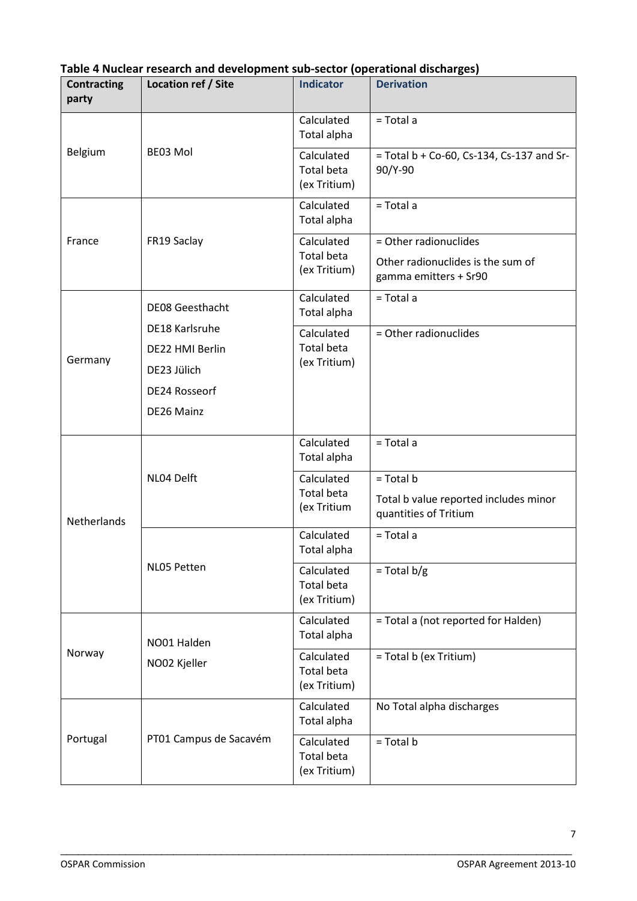**Table 4 Nuclear research and development sub-sector (operational discharges)**

| Contracting party | Location ref / Site | Indicator | Derivation |
|---|---|---|---|
| Belgium | BE03 Mol | Calculated Total alpha | = Total a |
| | | Calculated Total beta (ex Tritium) | = Total b + Co-60, Cs-134, Cs-137 and Sr-90/Y-90 |
| France | FR19 Saclay | Calculated Total alpha | = Total a |
| | | Calculated Total beta (ex Tritium) | = Other radionuclides<br>Other radionuclides is the sum of gamma emitters + Sr90 |
| Germany | DE08 Geesthacht<br>DE18 Karlsruhe<br>DE22 HMI Berlin<br>DE23 Jülich<br>DE24 Rosseorf<br>DE26 Mainz | Calculated Total alpha | = Total a |
| | | Calculated Total beta (ex Tritium) | = Other radionuclides |
| Netherlands | NL04 Delft | Calculated Total alpha | = Total a |
| | | Calculated Total beta (ex Tritium | = Total b<br>Total b value reported includes minor quantities of Tritium |
| | NL05 Petten | Calculated Total alpha | = Total a |
| | | Calculated Total beta (ex Tritium) | = Total b/g |
| Norway | NO01 Halden<br>NO02 Kjeller | Calculated Total alpha | = Total a (not reported for Halden) |
| | | Calculated Total beta (ex Tritium) | = Total b (ex Tritium) |
| Portugal | PT01 Campus de Sacavém | Calculated Total alpha | No Total alpha discharges |
| | | Calculated Total beta (ex Tritium) | = Total b |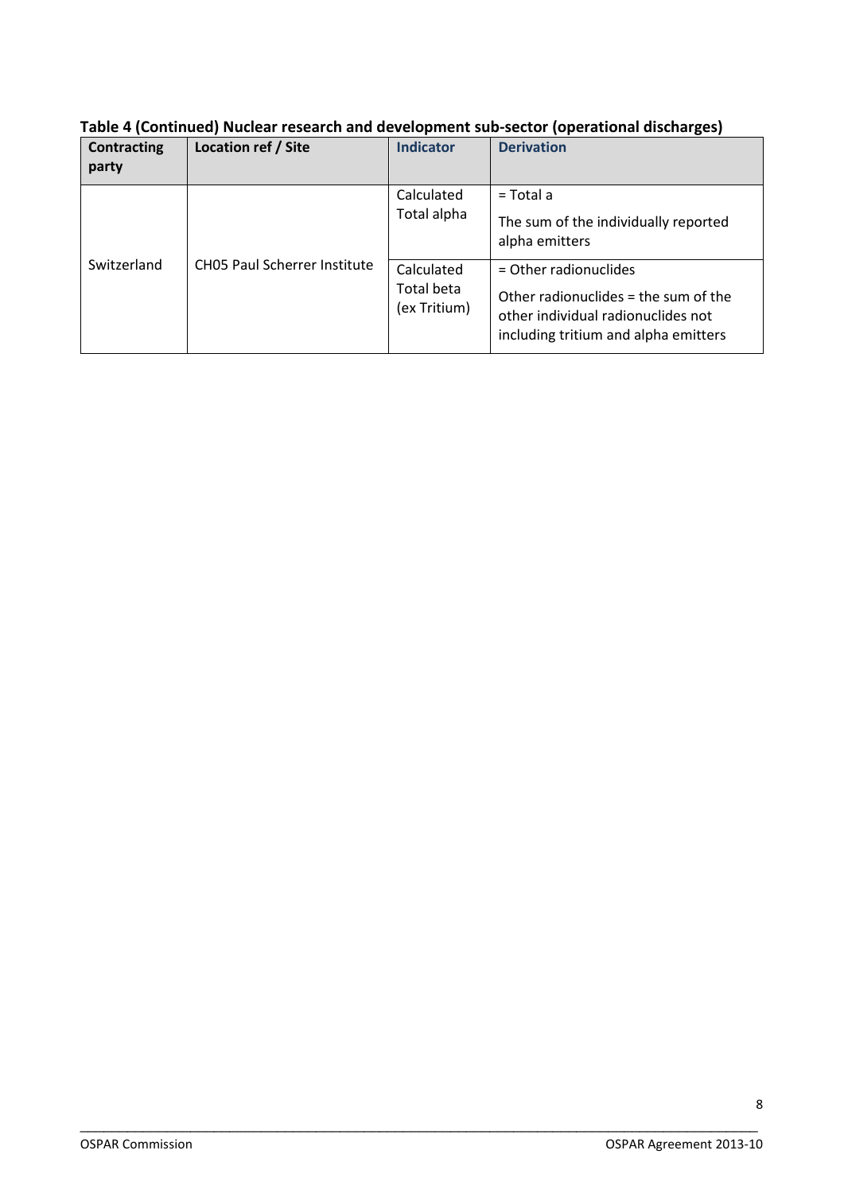**Table 4 (Continued) Nuclear research and development sub-sector (operational discharges)**

| Contracting party | Location ref / Site | Indicator | Derivation |
|---|---|---|---|
| Switzerland | CH05 Paul Scherrer Institute | Calculated Total alpha | = Total a<br><br>The sum of the individually reported alpha emitters |
| | | Calculated Total beta (ex Tritium) | = Other radionuclides<br><br>Other radionuclides = the sum of the other individual radionuclides not including tritium and alpha emitters |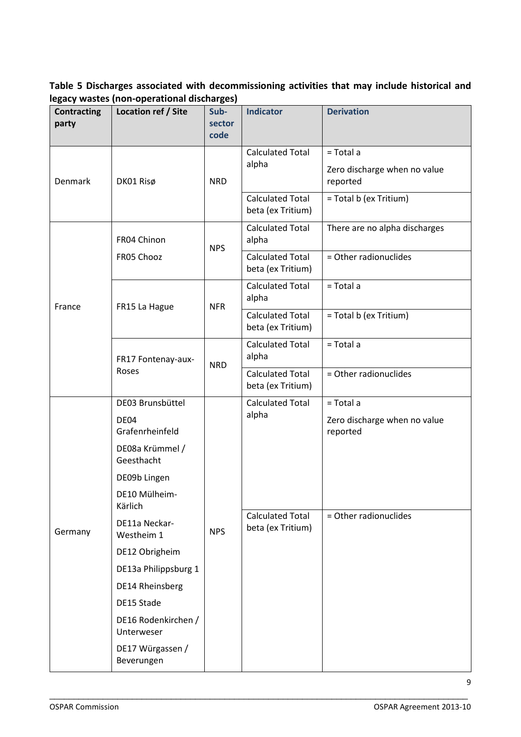**Table 5 Discharges associated with decommissioning activities that may include historical and legacy wastes (non-operational discharges)**

| Contracting party | Location ref / Site | Sub-sector code | Indicator | Derivation |
|---|---|---|---|---|
| Denmark | DK01 Risø | NRD | Calculated Total alpha | = Total a<br>Zero discharge when no value reported |
| | | | Calculated Total beta (ex Tritium) | = Total b (ex Tritium) |
| France | FR04 Chinon<br>FR05 Chooz | NPS | Calculated Total alpha | There are no alpha discharges |
| | | | Calculated Total beta (ex Tritium) | = Other radionuclides |
| | FR15 La Hague | NFR | Calculated Total alpha | = Total a |
| | | | Calculated Total beta (ex Tritium) | = Total b (ex Tritium) |
| | FR17 Fontenay-aux-Roses | NRD | Calculated Total alpha | = Total a |
| | | | Calculated Total beta (ex Tritium) | = Other radionuclides |
| Germany | DE03 Brunsbüttel<br>DE04 Grafenrheinfeld<br>DE08a Krümmel / Geesthacht<br>DE09b Lingen<br>DE10 Mülheim-Kärlich<br>DE11a Neckar-Westheim 1<br>DE12 Obrigheim<br>DE13a Philippsburg 1<br>DE14 Rheinsberg<br>DE15 Stade<br>DE16 Rodenkirchen / Unterweser<br>DE17 Würgassen / Beverungen | NPS | Calculated Total alpha | = Total a<br>Zero discharge when no value reported |
| | | | Calculated Total beta (ex Tritium) | = Other radionuclides |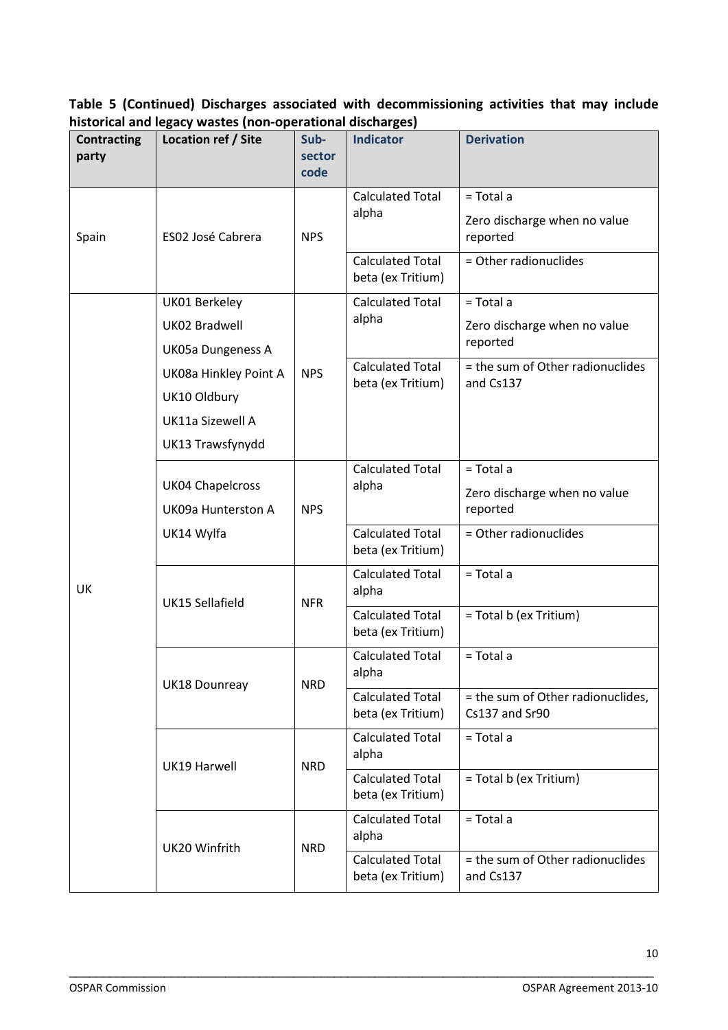**Table 5 (Continued) Discharges associated with decommissioning activities that may include historical and legacy wastes (non-operational discharges)**

| Contracting party | Location ref / Site | Sub-sector code | Indicator | Derivation |
|---|---|---|---|---|
| Spain | ES02 José Cabrera | NPS | Calculated Total alpha | = Total a<br>Zero discharge when no value reported |
| | | | Calculated Total beta (ex Tritium) | = Other radionuclides |
| UK | UK01 Berkeley<br>UK02 Bradwell<br>UK05a Dungeness A<br>UK08a Hinkley Point A<br>UK10 Oldbury<br>UK11a Sizewell A<br>UK13 Trawsfynydd | NPS | Calculated Total alpha | = Total a<br>Zero discharge when no value reported |
| | | | Calculated Total beta (ex Tritium) | = the sum of Other radionuclides and Cs137 |
| | UK04 Chapelcross<br>UK09a Hunterston A<br>UK14 Wylfa | NPS | Calculated Total alpha | = Total a<br>Zero discharge when no value reported |
| | | | Calculated Total beta (ex Tritium) | = Other radionuclides |
| | UK15 Sellafield | NFR | Calculated Total alpha | = Total a |
| | | | Calculated Total beta (ex Tritium) | = Total b (ex Tritium) |
| | UK18 Dounreay | NRD | Calculated Total alpha | = Total a |
| | | | Calculated Total beta (ex Tritium) | = the sum of Other radionuclides, Cs137 and Sr90 |
| | UK19 Harwell | NRD | Calculated Total alpha | = Total a |
| | | | Calculated Total beta (ex Tritium) | = Total b (ex Tritium) |
| | UK20 Winfrith | NRD | Calculated Total alpha | = Total a |
| | | | Calculated Total beta (ex Tritium) | = the sum of Other radionuclides and Cs137 |